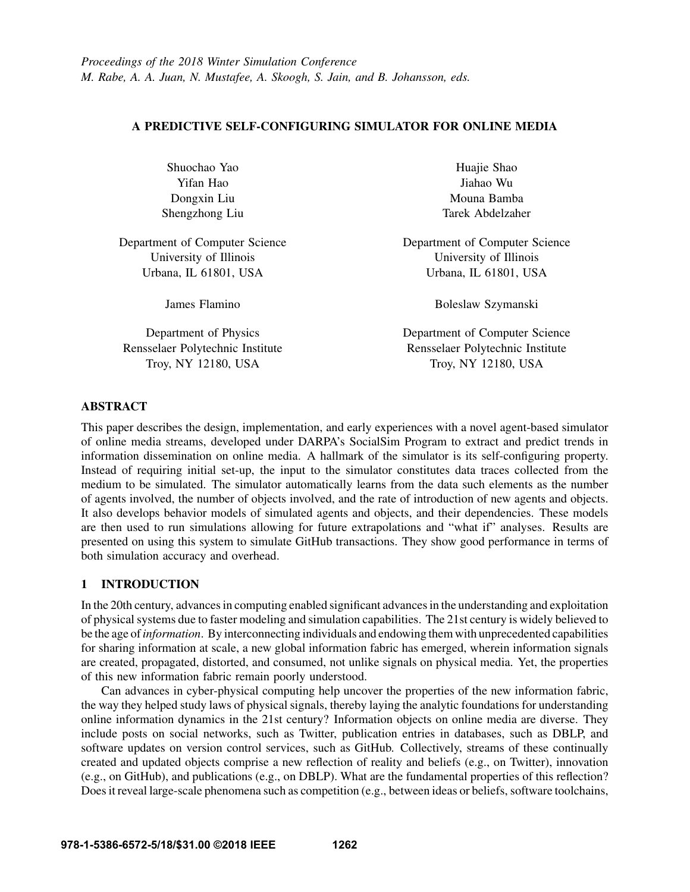*Proceedings of the 2018 Winter Simulation Conference*
*M. Rabe, A. A. Juan, N. Mustafee, A. Skoogh, S. Jain, and B. Johansson, eds.*

# A PREDICTIVE SELF-CONFIGURING SIMULATOR FOR ONLINE MEDIA

Shuochao Yao
Yifan Hao
Dongxin Liu
Shengzhong Liu

Department of Computer Science
University of Illinois
Urbana, IL 61801, USA

Huajie Shao
Jiahao Wu
Mouna Bamba
Tarek Abdelzaher

Department of Computer Science
University of Illinois
Urbana, IL 61801, USA

James Flamino

Department of Physics
Rensselaer Polytechnic Institute
Troy, NY 12180, USA

Boleslaw Szymanski

Department of Computer Science
Rensselaer Polytechnic Institute
Troy, NY 12180, USA

## ABSTRACT

This paper describes the design, implementation, and early experiences with a novel agent-based simulator of online media streams, developed under DARPA's SocialSim Program to extract and predict trends in information dissemination on online media. A hallmark of the simulator is its self-configuring property. Instead of requiring initial set-up, the input to the simulator constitutes data traces collected from the medium to be simulated. The simulator automatically learns from the data such elements as the number of agents involved, the number of objects involved, and the rate of introduction of new agents and objects. It also develops behavior models of simulated agents and objects, and their dependencies. These models are then used to run simulations allowing for future extrapolations and "what if" analyses. Results are presented on using this system to simulate GitHub transactions. They show good performance in terms of both simulation accuracy and overhead.

## 1 INTRODUCTION

In the 20th century, advances in computing enabled significant advances in the understanding and exploitation of physical systems due to faster modeling and simulation capabilities. The 21st century is widely believed to be the age of *information*. By interconnecting individuals and endowing them with unprecedented capabilities for sharing information at scale, a new global information fabric has emerged, wherein information signals are created, propagated, distorted, and consumed, not unlike signals on physical media. Yet, the properties of this new information fabric remain poorly understood.

Can advances in cyber-physical computing help uncover the properties of the new information fabric, the way they helped study laws of physical signals, thereby laying the analytic foundations for understanding online information dynamics in the 21st century? Information objects on online media are diverse. They include posts on social networks, such as Twitter, publication entries in databases, such as DBLP, and software updates on version control services, such as GitHub. Collectively, streams of these continually created and updated objects comprise a new reflection of reality and beliefs (e.g., on Twitter), innovation (e.g., on GitHub), and publications (e.g., on DBLP). What are the fundamental properties of this reflection? Does it reveal large-scale phenomena such as competition (e.g., between ideas or beliefs, software toolchains,

978-1-5386-6572-5/18/$31.00 ©2018 IEEE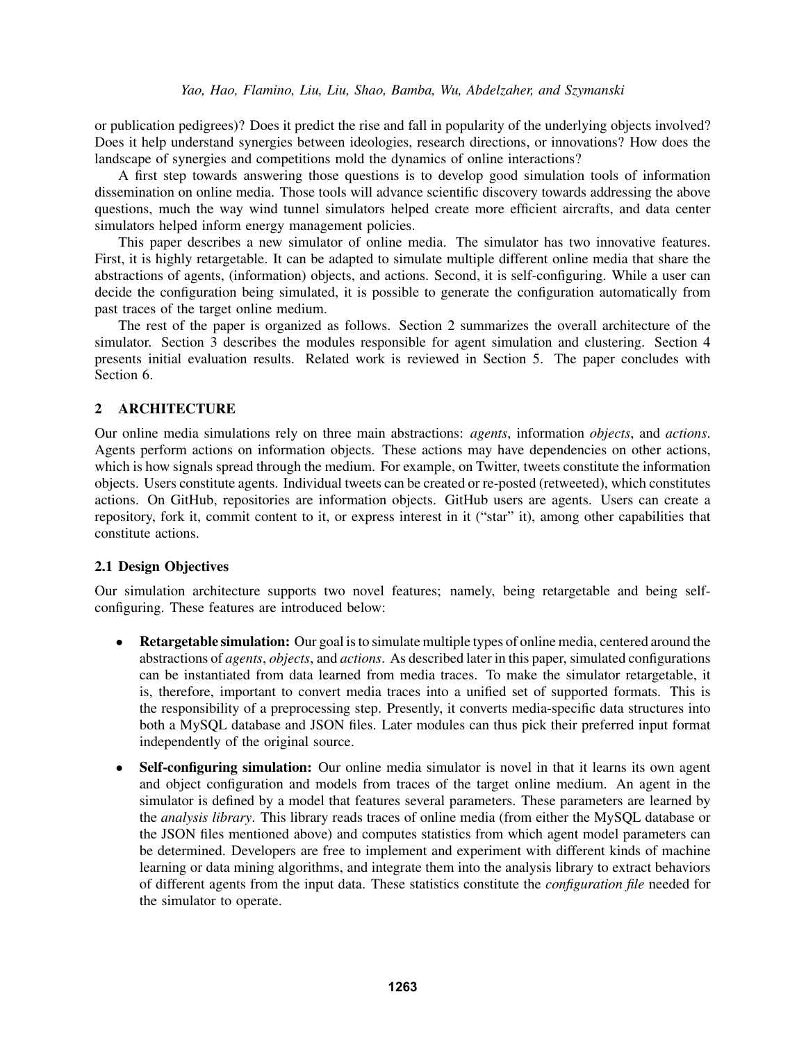or publication pedigrees)? Does it predict the rise and fall in popularity of the underlying objects involved? Does it help understand synergies between ideologies, research directions, or innovations? How does the landscape of synergies and competitions mold the dynamics of online interactions?

A first step towards answering those questions is to develop good simulation tools of information dissemination on online media. Those tools will advance scientific discovery towards addressing the above questions, much the way wind tunnel simulators helped create more efficient aircrafts, and data center simulators helped inform energy management policies.

This paper describes a new simulator of online media. The simulator has two innovative features. First, it is highly retargetable. It can be adapted to simulate multiple different online media that share the abstractions of agents, (information) objects, and actions. Second, it is self-configuring. While a user can decide the configuration being simulated, it is possible to generate the configuration automatically from past traces of the target online medium.

The rest of the paper is organized as follows. Section 2 summarizes the overall architecture of the simulator. Section 3 describes the modules responsible for agent simulation and clustering. Section 4 presents initial evaluation results. Related work is reviewed in Section 5. The paper concludes with Section 6.

## 2 ARCHITECTURE

Our online media simulations rely on three main abstractions: *agents*, information *objects*, and *actions*. Agents perform actions on information objects. These actions may have dependencies on other actions, which is how signals spread through the medium. For example, on Twitter, tweets constitute the information objects. Users constitute agents. Individual tweets can be created or re-posted (retweeted), which constitutes actions. On GitHub, repositories are information objects. GitHub users are agents. Users can create a repository, fork it, commit content to it, or express interest in it ("star" it), among other capabilities that constitute actions.

### 2.1 Design Objectives

Our simulation architecture supports two novel features; namely, being retargetable and being self-configuring. These features are introduced below:

- **Retargetable simulation:** Our goal is to simulate multiple types of online media, centered around the abstractions of *agents*, *objects*, and *actions*. As described later in this paper, simulated configurations can be instantiated from data learned from media traces. To make the simulator retargetable, it is, therefore, important to convert media traces into a unified set of supported formats. This is the responsibility of a preprocessing step. Presently, it converts media-specific data structures into both a MySQL database and JSON files. Later modules can thus pick their preferred input format independently of the original source.
- **Self-configuring simulation:** Our online media simulator is novel in that it learns its own agent and object configuration and models from traces of the target online medium. An agent in the simulator is defined by a model that features several parameters. These parameters are learned by the *analysis library*. This library reads traces of online media (from either the MySQL database or the JSON files mentioned above) and computes statistics from which agent model parameters can be determined. Developers are free to implement and experiment with different kinds of machine learning or data mining algorithms, and integrate them into the analysis library to extract behaviors of different agents from the input data. These statistics constitute the *configuration file* needed for the simulator to operate.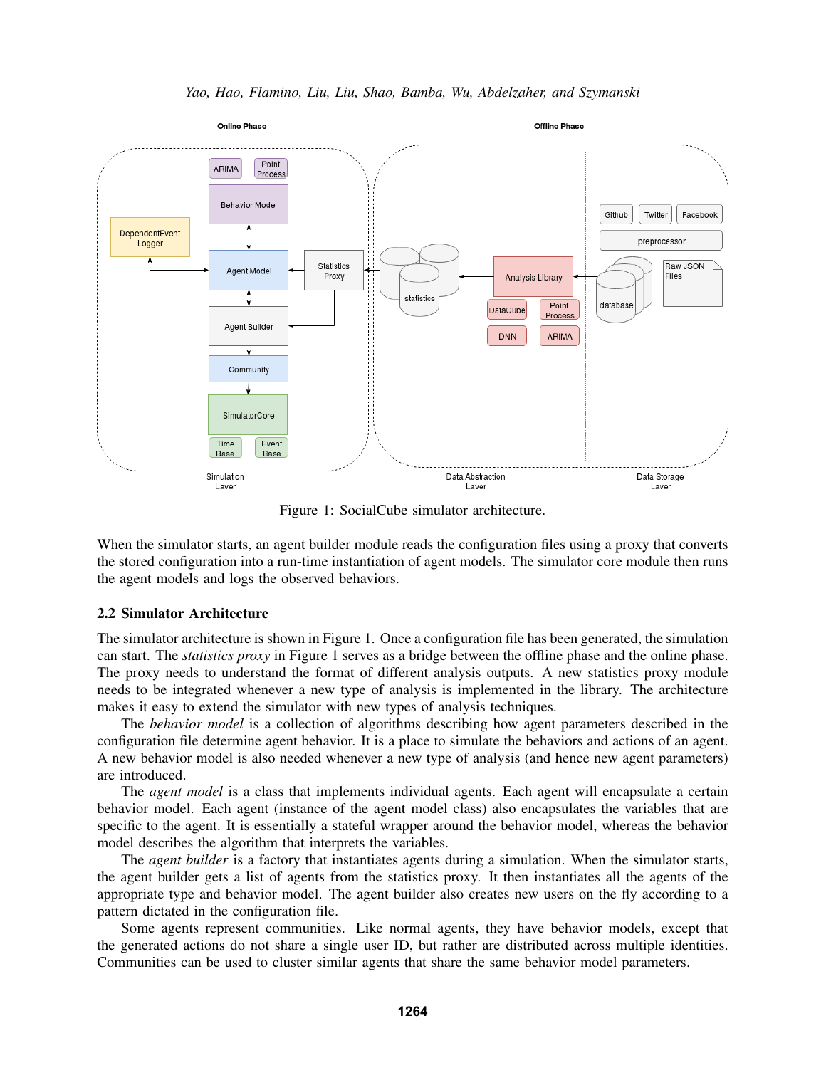Figure 1: SocialCube simulator architecture.

When the simulator starts, an agent builder module reads the configuration files using a proxy that converts the stored configuration into a run-time instantiation of agent models. The simulator core module then runs the agent models and logs the observed behaviors.

## 2.2 Simulator Architecture

The simulator architecture is shown in Figure 1. Once a configuration file has been generated, the simulation can start. The *statistics proxy* in Figure 1 serves as a bridge between the offline phase and the online phase. The proxy needs to understand the format of different analysis outputs. A new statistics proxy module needs to be integrated whenever a new type of analysis is implemented in the library. The architecture makes it easy to extend the simulator with new types of analysis techniques.

The *behavior model* is a collection of algorithms describing how agent parameters described in the configuration file determine agent behavior. It is a place to simulate the behaviors and actions of an agent. A new behavior model is also needed whenever a new type of analysis (and hence new agent parameters) are introduced.

The *agent model* is a class that implements individual agents. Each agent will encapsulate a certain behavior model. Each agent (instance of the agent model class) also encapsulates the variables that are specific to the agent. It is essentially a stateful wrapper around the behavior model, whereas the behavior model describes the algorithm that interprets the variables.

The *agent builder* is a factory that instantiates agents during a simulation. When the simulator starts, the agent builder gets a list of agents from the statistics proxy. It then instantiates all the agents of the appropriate type and behavior model. The agent builder also creates new users on the fly according to a pattern dictated in the configuration file.

Some agents represent communities. Like normal agents, they have behavior models, except that the generated actions do not share a single user ID, but rather are distributed across multiple identities. Communities can be used to cluster similar agents that share the same behavior model parameters.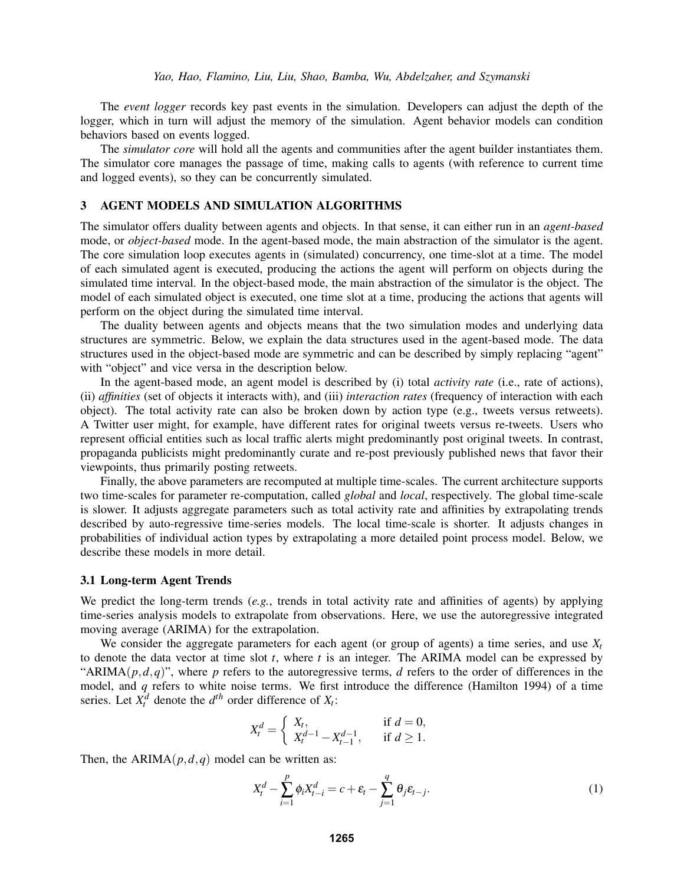The *event logger* records key past events in the simulation. Developers can adjust the depth of the logger, which in turn will adjust the memory of the simulation. Agent behavior models can condition behaviors based on events logged.

The *simulator core* will hold all the agents and communities after the agent builder instantiates them. The simulator core manages the passage of time, making calls to agents (with reference to current time and logged events), so they can be concurrently simulated.

## 3 AGENT MODELS AND SIMULATION ALGORITHMS

The simulator offers duality between agents and objects. In that sense, it can either run in an *agent-based* mode, or *object-based* mode. In the agent-based mode, the main abstraction of the simulator is the agent. The core simulation loop executes agents in (simulated) concurrency, one time-slot at a time. The model of each simulated agent is executed, producing the actions the agent will perform on objects during the simulated time interval. In the object-based mode, the main abstraction of the simulator is the object. The model of each simulated object is executed, one time slot at a time, producing the actions that agents will perform on the object during the simulated time interval.

The duality between agents and objects means that the two simulation modes and underlying data structures are symmetric. Below, we explain the data structures used in the agent-based mode. The data structures used in the object-based mode are symmetric and can be described by simply replacing "agent" with "object" and vice versa in the description below.

In the agent-based mode, an agent model is described by (i) total *activity rate* (i.e., rate of actions), (ii) *affinities* (set of objects it interacts with), and (iii) *interaction rates* (frequency of interaction with each object). The total activity rate can also be broken down by action type (e.g., tweets versus retweets). A Twitter user might, for example, have different rates for original tweets versus re-tweets. Users who represent official entities such as local traffic alerts might predominantly post original tweets. In contrast, propaganda publicists might predominantly curate and re-post previously published news that favor their viewpoints, thus primarily posting retweets.

Finally, the above parameters are recomputed at multiple time-scales. The current architecture supports two time-scales for parameter re-computation, called *global* and *local*, respectively. The global time-scale is slower. It adjusts aggregate parameters such as total activity rate and affinities by extrapolating trends described by auto-regressive time-series models. The local time-scale is shorter. It adjusts changes in probabilities of individual action types by extrapolating a more detailed point process model. Below, we describe these models in more detail.

### 3.1 Long-term Agent Trends

We predict the long-term trends (*e.g.*, trends in total activity rate and affinities of agents) by applying time-series analysis models to extrapolate from observations. Here, we use the autoregressive integrated moving average (ARIMA) for the extrapolation.

We consider the aggregate parameters for each agent (or group of agents) a time series, and use $X_t$ to denote the data vector at time slot $t$, where $t$ is an integer. The ARIMA model can be expressed by "ARIMA$(p,d,q)$", where $p$ refers to the autoregressive terms, $d$ refers to the order of differences in the model, and $q$ refers to white noise terms. We first introduce the difference (Hamilton 1994) of a time series. Let $X_t^d$ denote the $d^{th}$ order difference of $X_t$:

$$X_t^d = \begin{cases} X_t, & \text{if } d = 0, \\ X_t^{d-1} - X_{t-1}^{d-1}, & \text{if } d \geq 1. \end{cases}$$

Then, the ARIMA$(p,d,q)$ model can be written as:

$$X_t^d - \sum_{i=1}^{p} \phi_i X_{t-i}^d = c + \varepsilon_t - \sum_{j=1}^{q} \theta_j \varepsilon_{t-j}. \tag{1}$$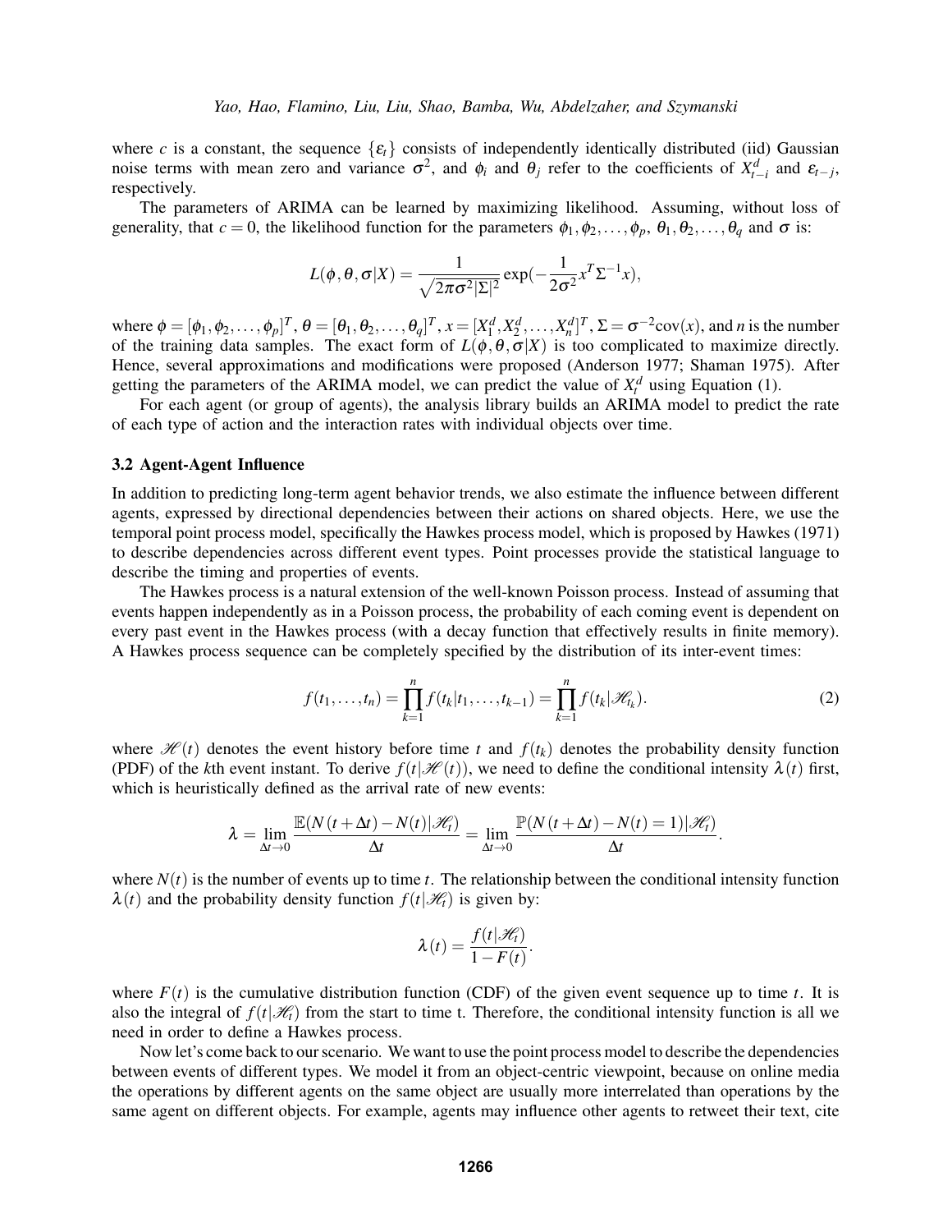where $c$ is a constant, the sequence $\{\varepsilon_t\}$ consists of independently identically distributed (iid) Gaussian noise terms with mean zero and variance $\sigma^2$, and $\phi_i$ and $\theta_j$ refer to the coefficients of $X^d_{t-i}$ and $\varepsilon_{t-j}$, respectively.

The parameters of ARIMA can be learned by maximizing likelihood. Assuming, without loss of generality, that $c = 0$, the likelihood function for the parameters $\phi_1, \phi_2, \ldots, \phi_p$, $\theta_1, \theta_2, \ldots, \theta_q$ and $\sigma$ is:

$$L(\phi, \theta, \sigma | X) = \frac{1}{\sqrt{2\pi\sigma^2 |\Sigma|^2}} \exp(-\frac{1}{2\sigma^2} x^T \Sigma^{-1} x),$$

where $\phi = [\phi_1, \phi_2, \ldots, \phi_p]^T$, $\theta = [\theta_1, \theta_2, \ldots, \theta_q]^T$, $x = [X^d_1, X^d_2, \ldots, X^d_n]^T$, $\Sigma = \sigma^{-2}\text{cov}(x)$, and $n$ is the number of the training data samples. The exact form of $L(\phi, \theta, \sigma|X)$ is too complicated to maximize directly. Hence, several approximations and modifications were proposed (Anderson 1977; Shaman 1975). After getting the parameters of the ARIMA model, we can predict the value of $X^d_t$ using Equation (1).

For each agent (or group of agents), the analysis library builds an ARIMA model to predict the rate of each type of action and the interaction rates with individual objects over time.

### 3.2 Agent-Agent Influence

In addition to predicting long-term agent behavior trends, we also estimate the influence between different agents, expressed by directional dependencies between their actions on shared objects. Here, we use the temporal point process model, specifically the Hawkes process model, which is proposed by Hawkes (1971) to describe dependencies across different event types. Point processes provide the statistical language to describe the timing and properties of events.

The Hawkes process is a natural extension of the well-known Poisson process. Instead of assuming that events happen independently as in a Poisson process, the probability of each coming event is dependent on every past event in the Hawkes process (with a decay function that effectively results in finite memory). A Hawkes process sequence can be completely specified by the distribution of its inter-event times:

$$f(t_1, \ldots, t_n) = \prod_{k=1}^{n} f(t_k | t_1, \ldots, t_{k-1}) = \prod_{k=1}^{n} f(t_k | \mathscr{H}_{t_k}). \tag{2}$$

where $\mathscr{H}(t)$ denotes the event history before time $t$ and $f(t_k)$ denotes the probability density function (PDF) of the $k$th event instant. To derive $f(t|\mathscr{H}(t))$, we need to define the conditional intensity $\lambda(t)$ first, which is heuristically defined as the arrival rate of new events:

$$\lambda = \lim_{\Delta t \to 0} \frac{\mathbb{E}(N(t+\Delta t) - N(t) | \mathscr{H}_t)}{\Delta t} = \lim_{\Delta t \to 0} \frac{\mathbb{P}(N(t+\Delta t) - N(t) = 1) | \mathscr{H}_t)}{\Delta t}.$$

where $N(t)$ is the number of events up to time $t$. The relationship between the conditional intensity function $\lambda(t)$ and the probability density function $f(t|\mathscr{H}_t)$ is given by:

$$\lambda(t) = \frac{f(t|\mathscr{H}_t)}{1 - F(t)}.$$

where $F(t)$ is the cumulative distribution function (CDF) of the given event sequence up to time $t$. It is also the integral of $f(t|\mathscr{H}_t)$ from the start to time t. Therefore, the conditional intensity function is all we need in order to define a Hawkes process.

Now let's come back to our scenario. We want to use the point process model to describe the dependencies between events of different types. We model it from an object-centric viewpoint, because on online media the operations by different agents on the same object are usually more interrelated than operations by the same agent on different objects. For example, agents may influence other agents to retweet their text, cite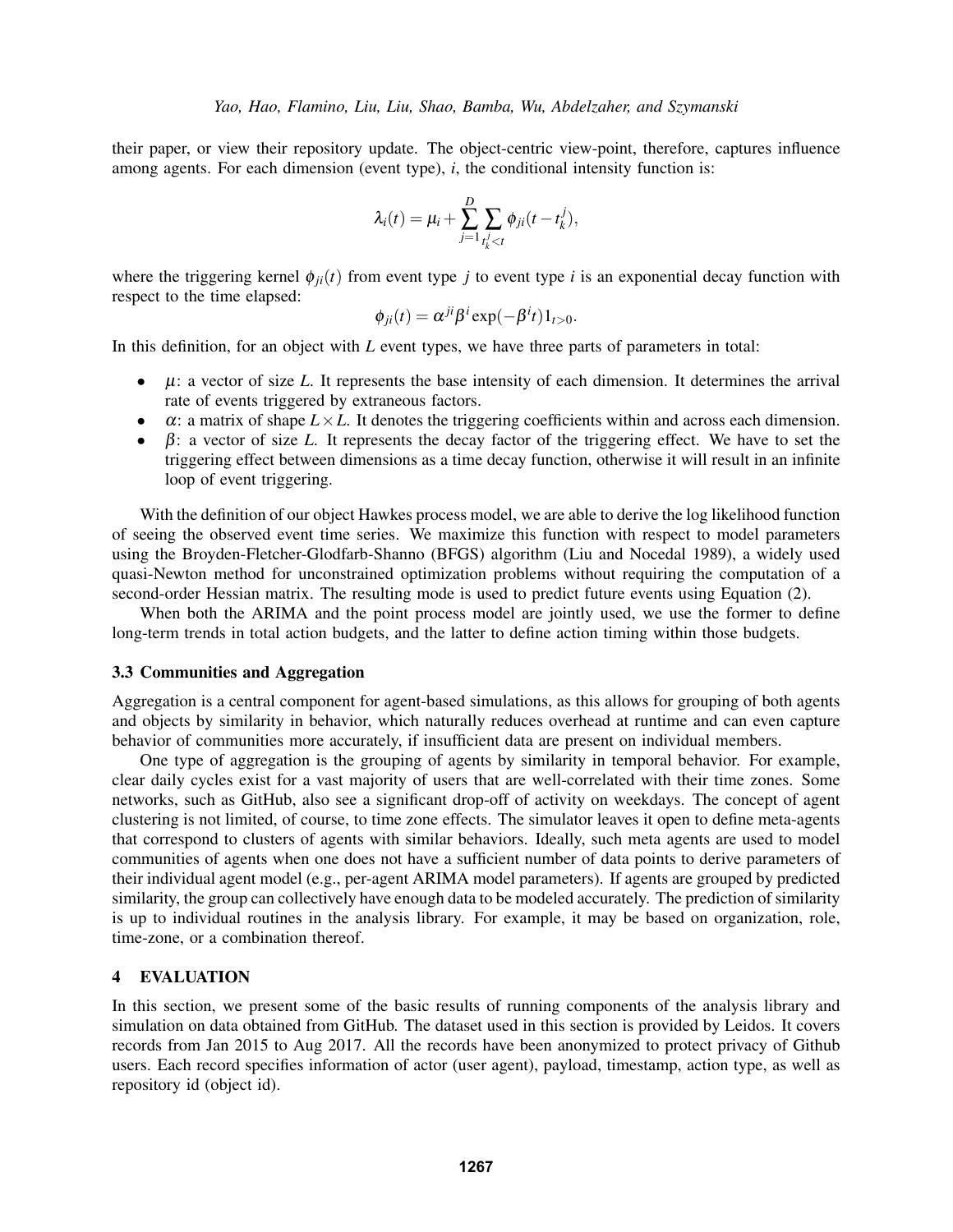their paper, or view their repository update. The object-centric view-point, therefore, captures influence among agents. For each dimension (event type), $i$, the conditional intensity function is:

$$\lambda_i(t) = \mu_i + \sum_{j=1}^{D} \sum_{t_k^j < t} \phi_{ji}(t - t_k^j),$$

where the triggering kernel $\phi_{ji}(t)$ from event type $j$ to event type $i$ is an exponential decay function with respect to the time elapsed:

$$\phi_{ji}(t) = \alpha^{ji}\beta^{i}\exp(-\beta^{i}t)1_{t>0}.$$

In this definition, for an object with $L$ event types, we have three parts of parameters in total:

- $\mu$: a vector of size $L$. It represents the base intensity of each dimension. It determines the arrival rate of events triggered by extraneous factors.
- $\alpha$: a matrix of shape $L \times L$. It denotes the triggering coefficients within and across each dimension.
- $\beta$: a vector of size $L$. It represents the decay factor of the triggering effect. We have to set the triggering effect between dimensions as a time decay function, otherwise it will result in an infinite loop of event triggering.

With the definition of our object Hawkes process model, we are able to derive the log likelihood function of seeing the observed event time series. We maximize this function with respect to model parameters using the Broyden-Fletcher-Glodfarb-Shanno (BFGS) algorithm (Liu and Nocedal 1989), a widely used quasi-Newton method for unconstrained optimization problems without requiring the computation of a second-order Hessian matrix. The resulting mode is used to predict future events using Equation (2).

When both the ARIMA and the point process model are jointly used, we use the former to define long-term trends in total action budgets, and the latter to define action timing within those budgets.

### 3.3 Communities and Aggregation

Aggregation is a central component for agent-based simulations, as this allows for grouping of both agents and objects by similarity in behavior, which naturally reduces overhead at runtime and can even capture behavior of communities more accurately, if insufficient data are present on individual members.

One type of aggregation is the grouping of agents by similarity in temporal behavior. For example, clear daily cycles exist for a vast majority of users that are well-correlated with their time zones. Some networks, such as GitHub, also see a significant drop-off of activity on weekdays. The concept of agent clustering is not limited, of course, to time zone effects. The simulator leaves it open to define meta-agents that correspond to clusters of agents with similar behaviors. Ideally, such meta agents are used to model communities of agents when one does not have a sufficient number of data points to derive parameters of their individual agent model (e.g., per-agent ARIMA model parameters). If agents are grouped by predicted similarity, the group can collectively have enough data to be modeled accurately. The prediction of similarity is up to individual routines in the analysis library. For example, it may be based on organization, role, time-zone, or a combination thereof.

## 4 EVALUATION

In this section, we present some of the basic results of running components of the analysis library and simulation on data obtained from GitHub. The dataset used in this section is provided by Leidos. It covers records from Jan 2015 to Aug 2017. All the records have been anonymized to protect privacy of Github users. Each record specifies information of actor (user agent), payload, timestamp, action type, as well as repository id (object id).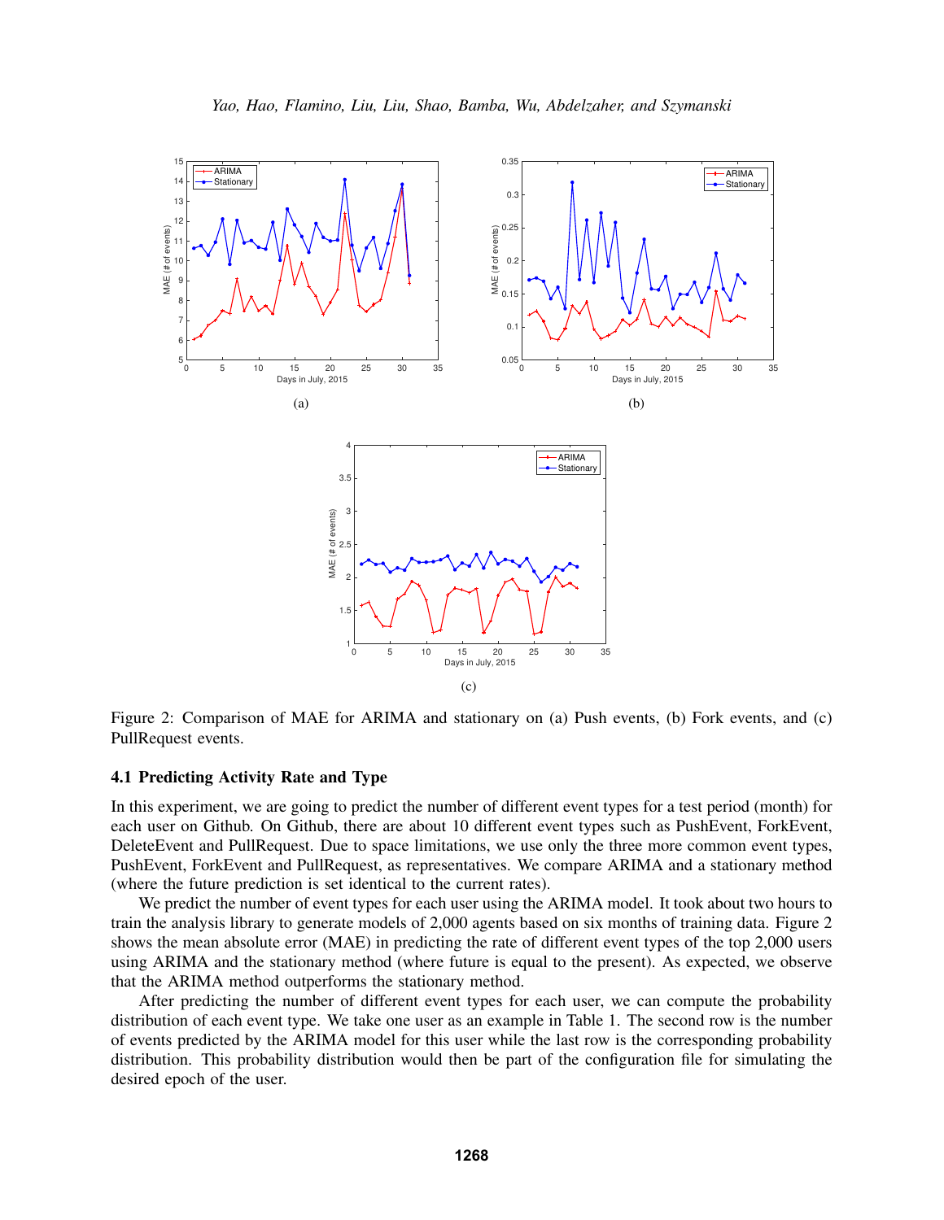Figure 2: Comparison of MAE for ARIMA and stationary on (a) Push events, (b) Fork events, and (c) PullRequest events.

### 4.1 Predicting Activity Rate and Type

In this experiment, we are going to predict the number of different event types for a test period (month) for each user on Github. On Github, there are about 10 different event types such as PushEvent, ForkEvent, DeleteEvent and PullRequest. Due to space limitations, we use only the three more common event types, PushEvent, ForkEvent and PullRequest, as representatives. We compare ARIMA and a stationary method (where the future prediction is set identical to the current rates).

We predict the number of event types for each user using the ARIMA model. It took about two hours to train the analysis library to generate models of 2,000 agents based on six months of training data. Figure 2 shows the mean absolute error (MAE) in predicting the rate of different event types of the top 2,000 users using ARIMA and the stationary method (where future is equal to the present). As expected, we observe that the ARIMA method outperforms the stationary method.

After predicting the number of different event types for each user, we can compute the probability distribution of each event type. We take one user as an example in Table 1. The second row is the number of events predicted by the ARIMA model for this user while the last row is the corresponding probability distribution. This probability distribution would then be part of the configuration file for simulating the desired epoch of the user.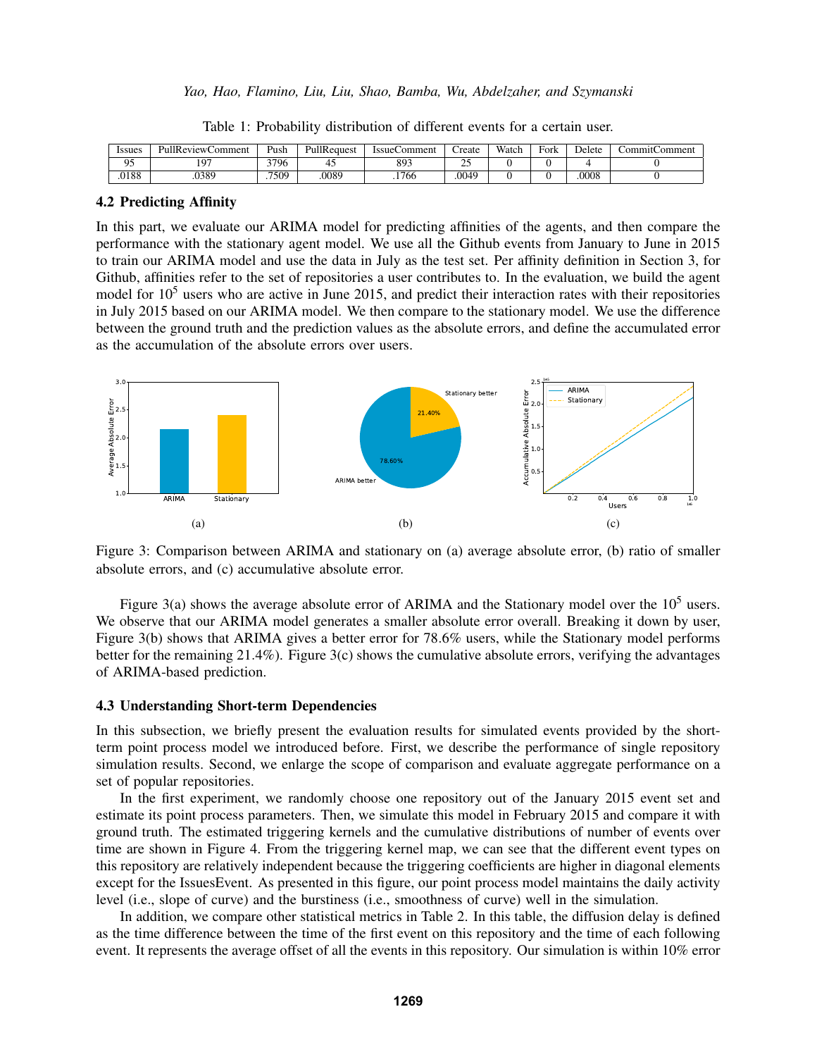Table 1: Probability distribution of different events for a certain user.

| Issues | PullReviewComment | Push | PullRequest | IssueComment | Create | Watch | Fork | Delete | CommitComment |
|---|---|---|---|---|---|---|---|---|---|
| 95 | 197 | 3796 | 45 | 893 | 25 | 0 | 0 | 4 | 0 |
| .0188 | .0389 | .7509 | .0089 | .1766 | .0049 | 0 | 0 | .0008 | 0 |

### 4.2 Predicting Affinity

In this part, we evaluate our ARIMA model for predicting affinities of the agents, and then compare the performance with the stationary agent model. We use all the Github events from January to June in 2015 to train our ARIMA model and use the data in July as the test set. Per affinity definition in Section 3, for Github, affinities refer to the set of repositories a user contributes to. In the evaluation, we build the agent model for $10^5$ users who are active in June 2015, and predict their interaction rates with their repositories in July 2015 based on our ARIMA model. We then compare to the stationary model. We use the difference between the ground truth and the prediction values as the absolute errors, and define the accumulated error as the accumulation of the absolute errors over users.

Figure 3: Comparison between ARIMA and stationary on (a) average absolute error, (b) ratio of smaller absolute errors, and (c) accumulative absolute error.

Figure 3(a) shows the average absolute error of ARIMA and the Stationary model over the $10^5$ users. We observe that our ARIMA model generates a smaller absolute error overall. Breaking it down by user, Figure 3(b) shows that ARIMA gives a better error for 78.6% users, while the Stationary model performs better for the remaining 21.4%). Figure 3(c) shows the cumulative absolute errors, verifying the advantages of ARIMA-based prediction.

### 4.3 Understanding Short-term Dependencies

In this subsection, we briefly present the evaluation results for simulated events provided by the short-term point process model we introduced before. First, we describe the performance of single repository simulation results. Second, we enlarge the scope of comparison and evaluate aggregate performance on a set of popular repositories.

In the first experiment, we randomly choose one repository out of the January 2015 event set and estimate its point process parameters. Then, we simulate this model in February 2015 and compare it with ground truth. The estimated triggering kernels and the cumulative distributions of number of events over time are shown in Figure 4. From the triggering kernel map, we can see that the different event types on this repository are relatively independent because the triggering coefficients are higher in diagonal elements except for the IssuesEvent. As presented in this figure, our point process model maintains the daily activity level (i.e., slope of curve) and the burstiness (i.e., smoothness of curve) well in the simulation.

In addition, we compare other statistical metrics in Table 2. In this table, the diffusion delay is defined as the time difference between the time of the first event on this repository and the time of each following event. It represents the average offset of all the events in this repository. Our simulation is within 10% error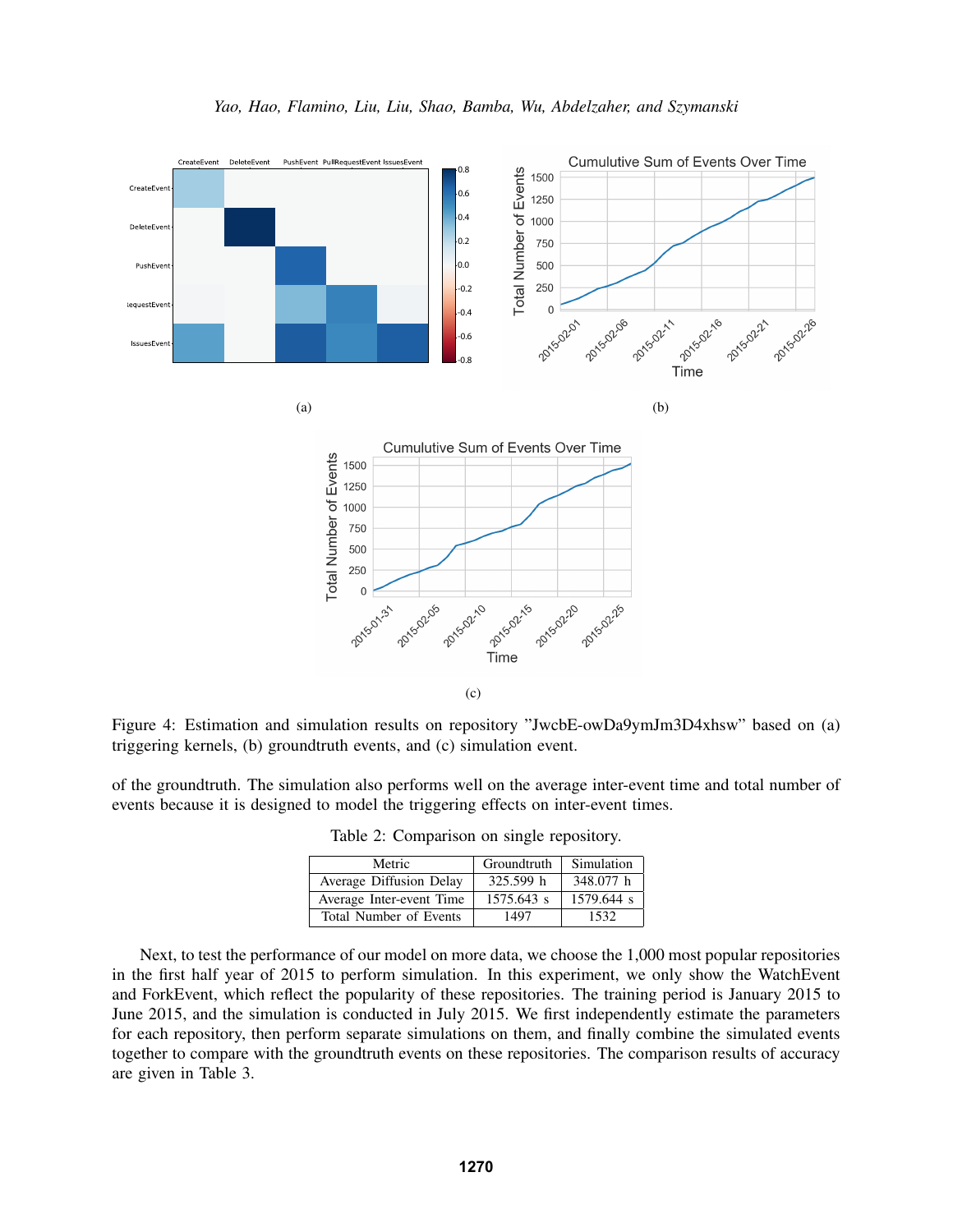(a)

(b)

(c)

Figure 4: Estimation and simulation results on repository "JwcbE-owDa9ymJm3D4xhsw" based on (a) triggering kernels, (b) groundtruth events, and (c) simulation event.

of the groundtruth. The simulation also performs well on the average inter-event time and total number of events because it is designed to model the triggering effects on inter-event times.

Table 2: Comparison on single repository.

| Metric | Groundtruth | Simulation |
|---|---|---|
| Average Diffusion Delay | 325.599 h | 348.077 h |
| Average Inter-event Time | 1575.643 s | 1579.644 s |
| Total Number of Events | 1497 | 1532 |

Next, to test the performance of our model on more data, we choose the 1,000 most popular repositories in the first half year of 2015 to perform simulation. In this experiment, we only show the WatchEvent and ForkEvent, which reflect the popularity of these repositories. The training period is January 2015 to June 2015, and the simulation is conducted in July 2015. We first independently estimate the parameters for each repository, then perform separate simulations on them, and finally combine the simulated events together to compare with the groundtruth events on these repositories. The comparison results of accuracy are given in Table 3.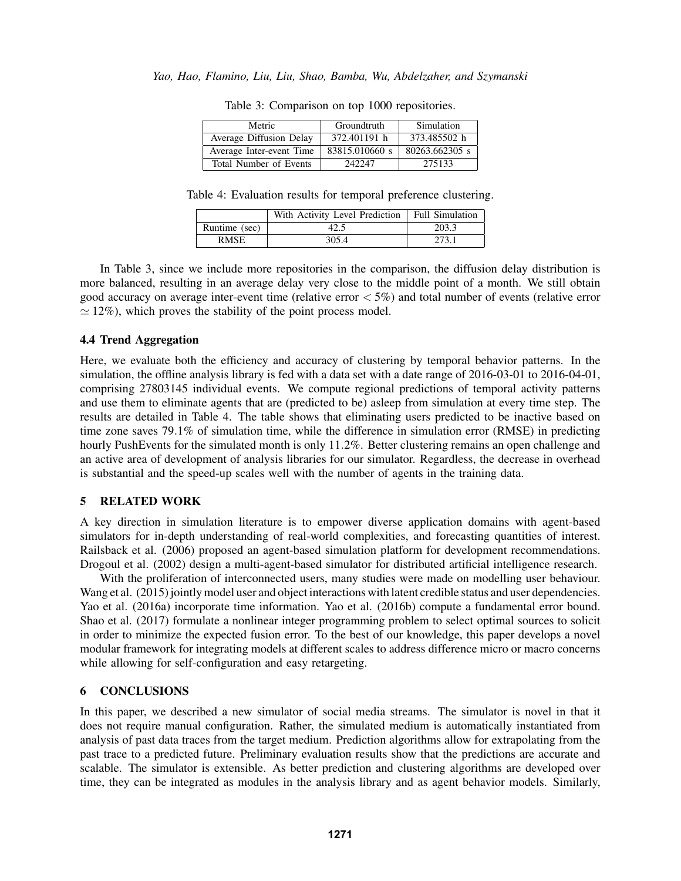Table 3: Comparison on top 1000 repositories.

| Metric | Groundtruth | Simulation |
|---|---|---|
| Average Diffusion Delay | 372.401191 h | 373.485502 h |
| Average Inter-event Time | 83815.010660 s | 80263.662305 s |
| Total Number of Events | 242247 | 275133 |

Table 4: Evaluation results for temporal preference clustering.

| | With Activity Level Prediction | Full Simulation |
|---|---|---|
| Runtime (sec) | 42.5 | 203.3 |
| RMSE | 305.4 | 273.1 |

In Table 3, since we include more repositories in the comparison, the diffusion delay distribution is more balanced, resulting in an average delay very close to the middle point of a month. We still obtain good accuracy on average inter-event time (relative error $< 5\%$) and total number of events (relative error $\simeq 12\%$), which proves the stability of the point process model.

### 4.4 Trend Aggregation

Here, we evaluate both the efficiency and accuracy of clustering by temporal behavior patterns. In the simulation, the offline analysis library is fed with a data set with a date range of 2016-03-01 to 2016-04-01, comprising 27803145 individual events. We compute regional predictions of temporal activity patterns and use them to eliminate agents that are (predicted to be) asleep from simulation at every time step. The results are detailed in Table 4. The table shows that eliminating users predicted to be inactive based on time zone saves 79.1% of simulation time, while the difference in simulation error (RMSE) in predicting hourly PushEvents for the simulated month is only 11.2%. Better clustering remains an open challenge and an active area of development of analysis libraries for our simulator. Regardless, the decrease in overhead is substantial and the speed-up scales well with the number of agents in the training data.

## 5 RELATED WORK

A key direction in simulation literature is to empower diverse application domains with agent-based simulators for in-depth understanding of real-world complexities, and forecasting quantities of interest. Railsback et al. (2006) proposed an agent-based simulation platform for development recommendations. Drogoul et al. (2002) design a multi-agent-based simulator for distributed artificial intelligence research.

With the proliferation of interconnected users, many studies were made on modelling user behaviour. Wang et al. (2015) jointly model user and object interactions with latent credible status and user dependencies. Yao et al. (2016a) incorporate time information. Yao et al. (2016b) compute a fundamental error bound. Shao et al. (2017) formulate a nonlinear integer programming problem to select optimal sources to solicit in order to minimize the expected fusion error. To the best of our knowledge, this paper develops a novel modular framework for integrating models at different scales to address difference micro or macro concerns while allowing for self-configuration and easy retargeting.

## 6 CONCLUSIONS

In this paper, we described a new simulator of social media streams. The simulator is novel in that it does not require manual configuration. Rather, the simulated medium is automatically instantiated from analysis of past data traces from the target medium. Prediction algorithms allow for extrapolating from the past trace to a predicted future. Preliminary evaluation results show that the predictions are accurate and scalable. The simulator is extensible. As better prediction and clustering algorithms are developed over time, they can be integrated as modules in the analysis library and as agent behavior models. Similarly,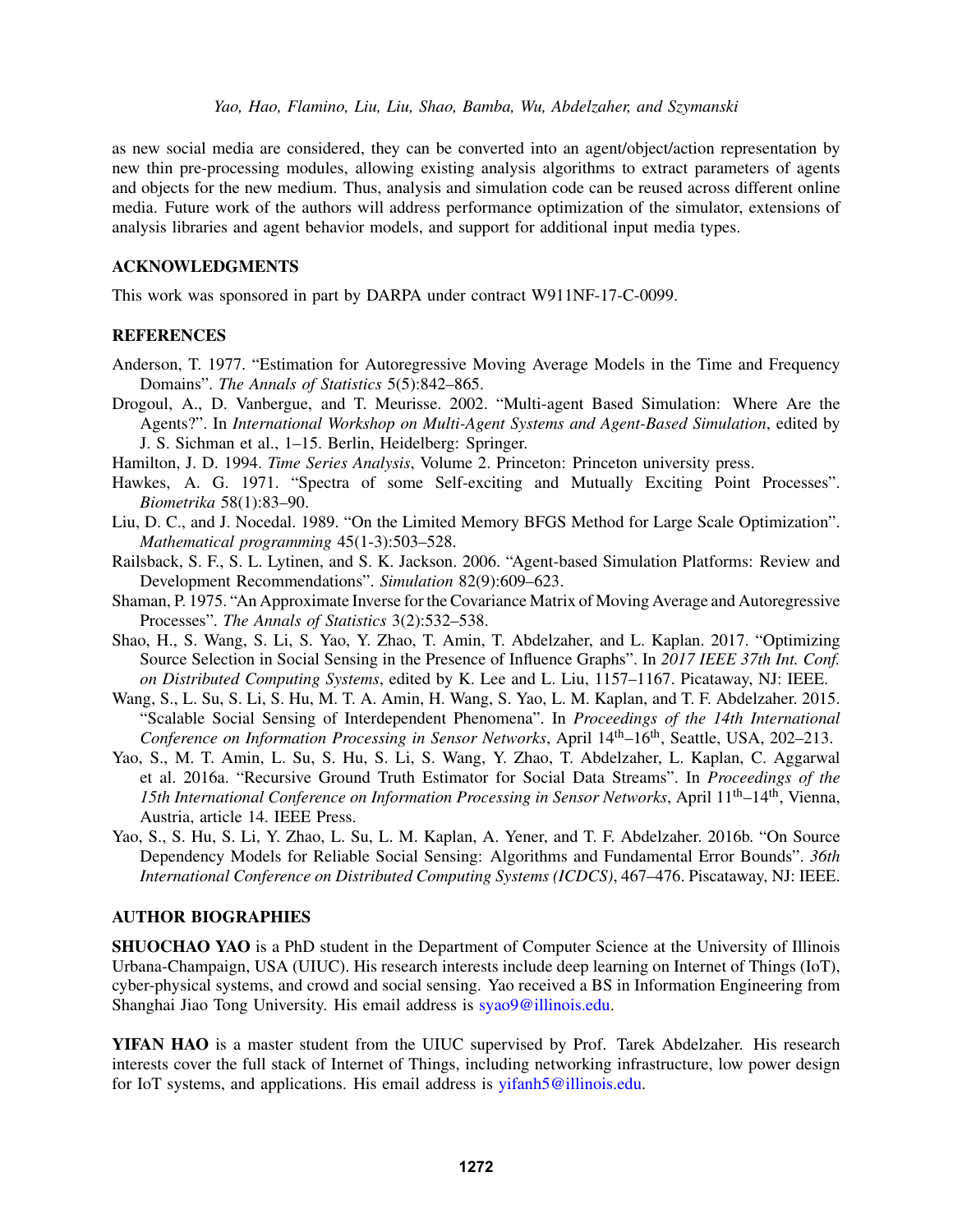as new social media are considered, they can be converted into an agent/object/action representation by new thin pre-processing modules, allowing existing analysis algorithms to extract parameters of agents and objects for the new medium. Thus, analysis and simulation code can be reused across different online media. Future work of the authors will address performance optimization of the simulator, extensions of analysis libraries and agent behavior models, and support for additional input media types.

## ACKNOWLEDGMENTS

This work was sponsored in part by DARPA under contract W911NF-17-C-0099.

## REFERENCES

Anderson, T. 1977. "Estimation for Autoregressive Moving Average Models in the Time and Frequency Domains". *The Annals of Statistics* 5(5):842–865.

Drogoul, A., D. Vanbergue, and T. Meurisse. 2002. "Multi-agent Based Simulation: Where Are the Agents?". In *International Workshop on Multi-Agent Systems and Agent-Based Simulation*, edited by J. S. Sichman et al., 1–15. Berlin, Heidelberg: Springer.

Hamilton, J. D. 1994. *Time Series Analysis*, Volume 2. Princeton: Princeton university press.

Hawkes, A. G. 1971. "Spectra of some Self-exciting and Mutually Exciting Point Processes". *Biometrika* 58(1):83–90.

Liu, D. C., and J. Nocedal. 1989. "On the Limited Memory BFGS Method for Large Scale Optimization". *Mathematical programming* 45(1-3):503–528.

Railsback, S. F., S. L. Lytinen, and S. K. Jackson. 2006. "Agent-based Simulation Platforms: Review and Development Recommendations". *Simulation* 82(9):609–623.

Shaman, P. 1975. "An Approximate Inverse for the Covariance Matrix of Moving Average and Autoregressive Processes". *The Annals of Statistics* 3(2):532–538.

Shao, H., S. Wang, S. Li, S. Yao, Y. Zhao, T. Amin, T. Abdelzaher, and L. Kaplan. 2017. "Optimizing Source Selection in Social Sensing in the Presence of Influence Graphs". In *2017 IEEE 37th Int. Conf. on Distributed Computing Systems*, edited by K. Lee and L. Liu, 1157–1167. Picataway, NJ: IEEE.

Wang, S., L. Su, S. Li, S. Hu, M. T. A. Amin, H. Wang, S. Yao, L. M. Kaplan, and T. F. Abdelzaher. 2015. "Scalable Social Sensing of Interdependent Phenomena". In *Proceedings of the 14th International Conference on Information Processing in Sensor Networks*, April 14th–16th, Seattle, USA, 202–213.

Yao, S., M. T. Amin, L. Su, S. Hu, S. Li, S. Wang, Y. Zhao, T. Abdelzaher, L. Kaplan, C. Aggarwal et al. 2016a. "Recursive Ground Truth Estimator for Social Data Streams". In *Proceedings of the 15th International Conference on Information Processing in Sensor Networks*, April 11th–14th, Vienna, Austria, article 14. IEEE Press.

Yao, S., S. Hu, S. Li, Y. Zhao, L. Su, L. M. Kaplan, A. Yener, and T. F. Abdelzaher. 2016b. "On Source Dependency Models for Reliable Social Sensing: Algorithms and Fundamental Error Bounds". *36th International Conference on Distributed Computing Systems (ICDCS)*, 467–476. Piscataway, NJ: IEEE.

## AUTHOR BIOGRAPHIES

**SHUOCHAO YAO** is a PhD student in the Department of Computer Science at the University of Illinois Urbana-Champaign, USA (UIUC). His research interests include deep learning on Internet of Things (IoT), cyber-physical systems, and crowd and social sensing. Yao received a BS in Information Engineering from Shanghai Jiao Tong University. His email address is syao9@illinois.edu.

**YIFAN HAO** is a master student from the UIUC supervised by Prof. Tarek Abdelzaher. His research interests cover the full stack of Internet of Things, including networking infrastructure, low power design for IoT systems, and applications. His email address is yifanh5@illinois.edu.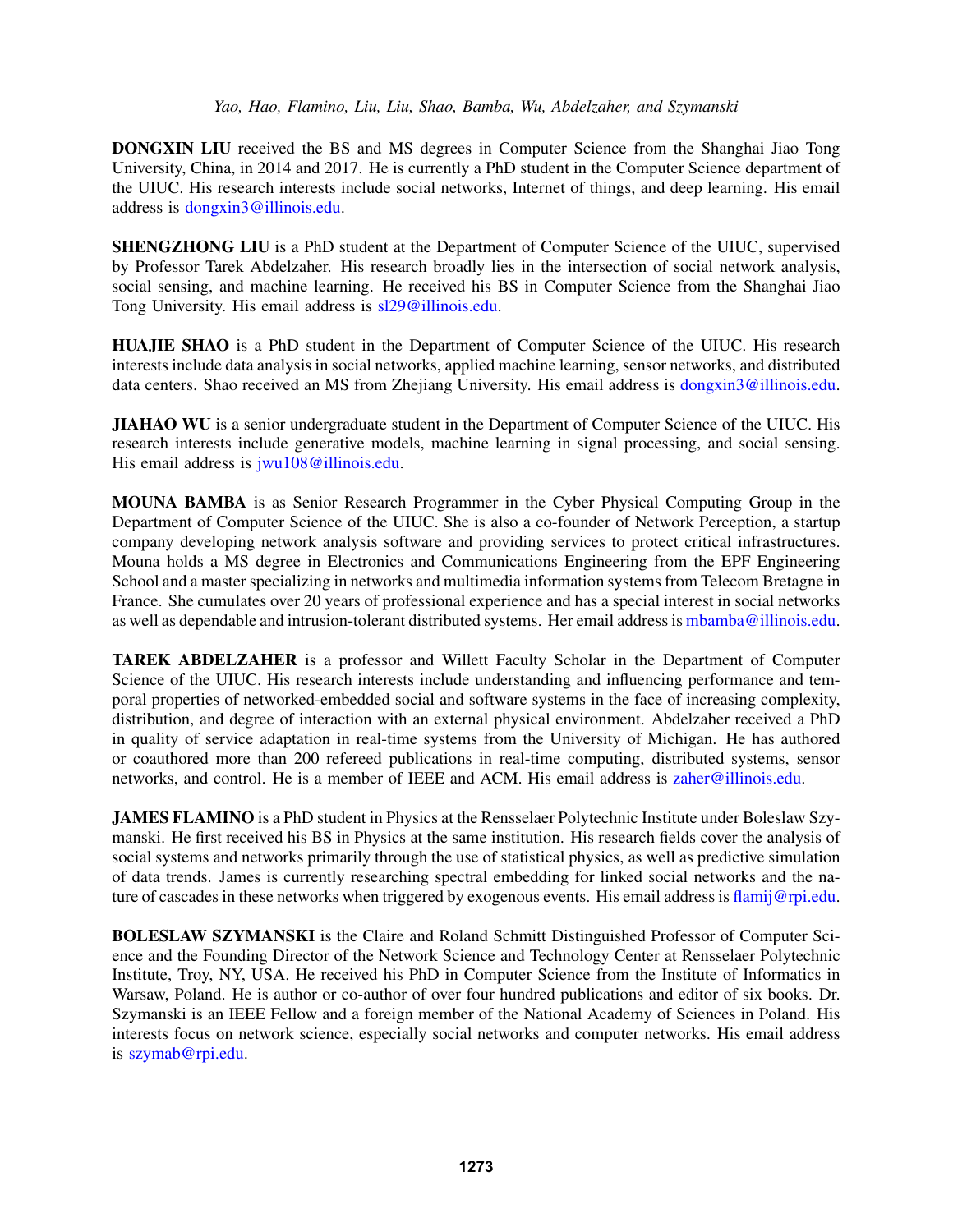**DONGXIN LIU** received the BS and MS degrees in Computer Science from the Shanghai Jiao Tong University, China, in 2014 and 2017. He is currently a PhD student in the Computer Science department of the UIUC. His research interests include social networks, Internet of things, and deep learning. His email address is dongxin3@illinois.edu.

**SHENGZHONG LIU** is a PhD student at the Department of Computer Science of the UIUC, supervised by Professor Tarek Abdelzaher. His research broadly lies in the intersection of social network analysis, social sensing, and machine learning. He received his BS in Computer Science from the Shanghai Jiao Tong University. His email address is sl29@illinois.edu.

**HUAJIE SHAO** is a PhD student in the Department of Computer Science of the UIUC. His research interests include data analysis in social networks, applied machine learning, sensor networks, and distributed data centers. Shao received an MS from Zhejiang University. His email address is dongxin3@illinois.edu.

**JIAHAO WU** is a senior undergraduate student in the Department of Computer Science of the UIUC. His research interests include generative models, machine learning in signal processing, and social sensing. His email address is jwu108@illinois.edu.

**MOUNA BAMBA** is as Senior Research Programmer in the Cyber Physical Computing Group in the Department of Computer Science of the UIUC. She is also a co-founder of Network Perception, a startup company developing network analysis software and providing services to protect critical infrastructures. Mouna holds a MS degree in Electronics and Communications Engineering from the EPF Engineering School and a master specializing in networks and multimedia information systems from Telecom Bretagne in France. She cumulates over 20 years of professional experience and has a special interest in social networks as well as dependable and intrusion-tolerant distributed systems. Her email address is mbamba@illinois.edu.

**TAREK ABDELZAHER** is a professor and Willett Faculty Scholar in the Department of Computer Science of the UIUC. His research interests include understanding and influencing performance and temporal properties of networked-embedded social and software systems in the face of increasing complexity, distribution, and degree of interaction with an external physical environment. Abdelzaher received a PhD in quality of service adaptation in real-time systems from the University of Michigan. He has authored or coauthored more than 200 refereed publications in real-time computing, distributed systems, sensor networks, and control. He is a member of IEEE and ACM. His email address is zaher@illinois.edu.

**JAMES FLAMINO** is a PhD student in Physics at the Rensselaer Polytechnic Institute under Boleslaw Szymanski. He first received his BS in Physics at the same institution. His research fields cover the analysis of social systems and networks primarily through the use of statistical physics, as well as predictive simulation of data trends. James is currently researching spectral embedding for linked social networks and the nature of cascades in these networks when triggered by exogenous events. His email address is flamij@rpi.edu.

**BOLESLAW SZYMANSKI** is the Claire and Roland Schmitt Distinguished Professor of Computer Science and the Founding Director of the Network Science and Technology Center at Rensselaer Polytechnic Institute, Troy, NY, USA. He received his PhD in Computer Science from the Institute of Informatics in Warsaw, Poland. He is author or co-author of over four hundred publications and editor of six books. Dr. Szymanski is an IEEE Fellow and a foreign member of the National Academy of Sciences in Poland. His interests focus on network science, especially social networks and computer networks. His email address is szymab@rpi.edu.